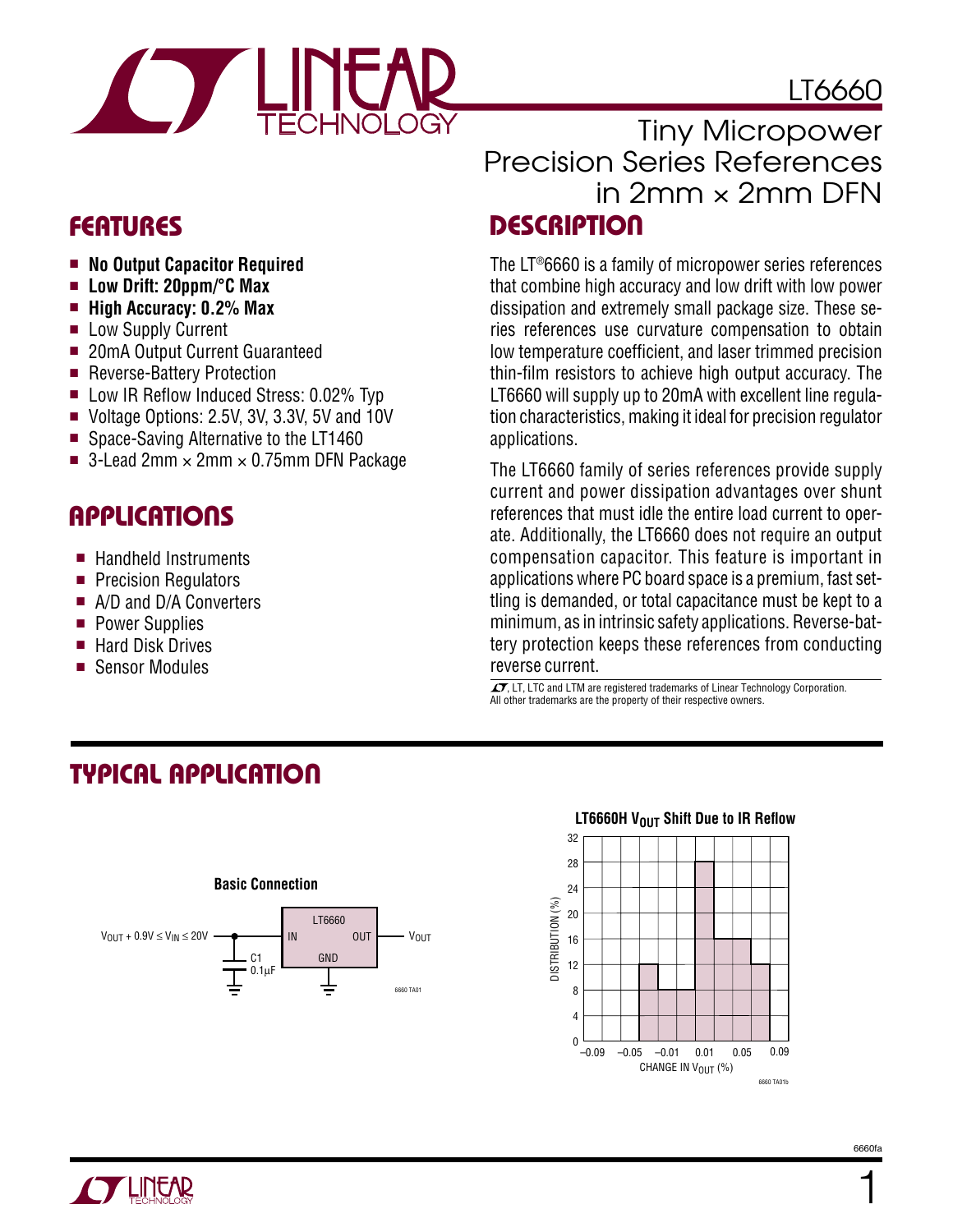# LT6660

## Tiny Micropower Precision Series References in 2mm × 2mm DFN

## FEATURES

- **No Output Capacitor Required**
- **Low Drift: 20ppm/°C Max**
- **High Accuracy: 0.2% Max**
- Low Supply Current
- 20mA Output Current Guaranteed
- Reverse-Battery Protection
- Low IR Reflow Induced Stress: 0.02% Typ
- Voltage Options: 2.5V, 3V, 3.3V, 5V and 10V
- Space-Saving Alternative to the LT1460
- 3-Lead 2mm × 2mm × 0.75mm DFN Package

## APPLICATIONS

- Handheld Instruments
- Precision Regulators
- A/D and D/A Converters
- Power Supplies
- Hard Disk Drives
- Sensor Modules

## DESCRIPTION

The LT®6660 is a family of micropower series references that combine high accuracy and low drift with low power dissipation and extremely small package size. These series references use curvature compensation to obtain low temperature coefficient, and laser trimmed precision thin-film resistors to achieve high output accuracy. The LT6660 will supply up to 20mA with excellent line regulation characteristics, making it ideal for precision regulator applications.

The LT6660 family of series references provide supply current and power dissipation advantages over shunt references that must idle the entire load current to operate. Additionally, the LT6660 does not require an output compensation capacitor. This feature is important in applications where PC board space is a premium, fast settling is demanded, or total capacitance must be kept to a minimum, as in intrinsic safety applications. Reverse-battery protection keeps these references from conducting reverse current.

LT, LTC and LTM are registered trademarks of Linear Technology Corporation. All other trademarks are the property of their respective owners.

## TYPICAL APPLICATION

**Basic Connection**

$V_{OUT} + 0.9V \le V_{IN} \le 20V$ → IN (LT6660) OUT → $V_{OUT}$; GND to ground; C1 0.1µF from IN to ground.

**LT6660H $V_{OUT}$ Shift Due to IR Reflow**

| CHANGE IN $V_{OUT}$ (%) | DISTRIBUTION (%) |
|---|---|
| −0.05 to −0.03 | 12 |
| −0.03 to −0.01 | 8 |
| −0.01 to 0.01 | 8 |
| 0.01 to 0.03 | 28 |
| 0.03 to 0.05 | 16 |
| 0.05 to 0.07 | 16 |
| 0.07 to 0.09 | 12 |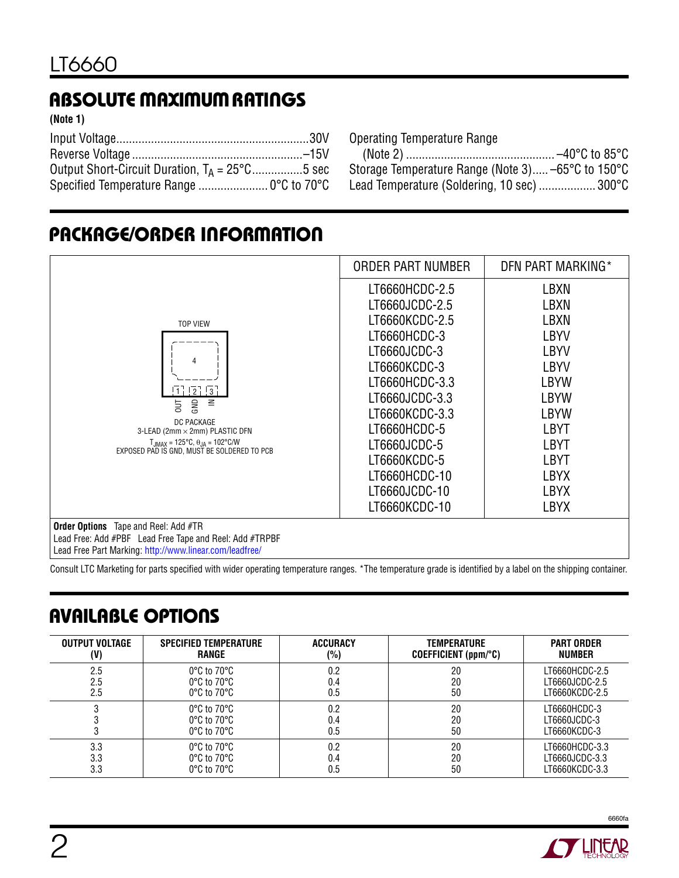## ABSOLUTE MAXIMUM RATINGS

**(Note 1)**

Input Voltage............................................................30V
Reverse Voltage.....................................................–15V
Output Short-Circuit Duration, $T_A$ = 25°C................5 sec
Specified Temperature Range ...................... 0°C to 70°C
Operating Temperature Range
(Note 2) .............................................. –40°C to 85°C
Storage Temperature Range (Note 3)..... –65°C to 150°C
Lead Temperature (Soldering, 10 sec) .................. 300°C

## PACKAGE/ORDER INFORMATION

TOP VIEW

1 OUT, 2 GND, 3 IN, 4 (exposed pad)

DC PACKAGE
3-LEAD (2mm × 2mm) PLASTIC DFN
$T_{JMAX}$ = 125°C, $\theta_{JA}$ = 102°C/W
EXPOSED PAD IS GND, MUST BE SOLDERED TO PCB

| ORDER PART NUMBER | DFN PART MARKING* |
|---|---|
| LT6660HCDC-2.5 | LBXN |
| LT6660JCDC-2.5 | LBXN |
| LT6660KCDC-2.5 | LBXN |
| LT6660HCDC-3 | LBYV |
| LT6660JCDC-3 | LBYV |
| LT6660KCDC-3 | LBYV |
| LT6660HCDC-3.3 | LBYW |
| LT6660JCDC-3.3 | LBYW |
| LT6660KCDC-3.3 | LBYW |
| LT6660HCDC-5 | LBYT |
| LT6660JCDC-5 | LBYT |
| LT6660KCDC-5 | LBYT |
| LT6660HCDC-10 | LBYX |
| LT6660JCDC-10 | LBYX |
| LT6660KCDC-10 | LBYX |

**Order Options** Tape and Reel: Add #TR
Lead Free: Add #PBF Lead Free Tape and Reel: Add #TRPBF
Lead Free Part Marking: http://www.linear.com/leadfree/

Consult LTC Marketing for parts specified with wider operating temperature ranges. *The temperature grade is identified by a label on the shipping container.

## AVAILABLE OPTIONS

| OUTPUT VOLTAGE (V) | SPECIFIED TEMPERATURE RANGE | ACCURACY (%) | TEMPERATURE COEFFICIENT (ppm/°C) | PART ORDER NUMBER |
|---|---|---|---|---|
| 2.5 | 0°C to 70°C | 0.2 | 20 | LT6660HCDC-2.5 |
| 2.5 | 0°C to 70°C | 0.4 | 20 | LT6660JCDC-2.5 |
| 2.5 | 0°C to 70°C | 0.5 | 50 | LT6660KCDC-2.5 |
| 3 | 0°C to 70°C | 0.2 | 20 | LT6660HCDC-3 |
| 3 | 0°C to 70°C | 0.4 | 20 | LT6660JCDC-3 |
| 3 | 0°C to 70°C | 0.5 | 50 | LT6660KCDC-3 |
| 3.3 | 0°C to 70°C | 0.2 | 20 | LT6660HCDC-3.3 |
| 3.3 | 0°C to 70°C | 0.4 | 20 | LT6660JCDC-3.3 |
| 3.3 | 0°C to 70°C | 0.5 | 50 | LT6660KCDC-3.3 |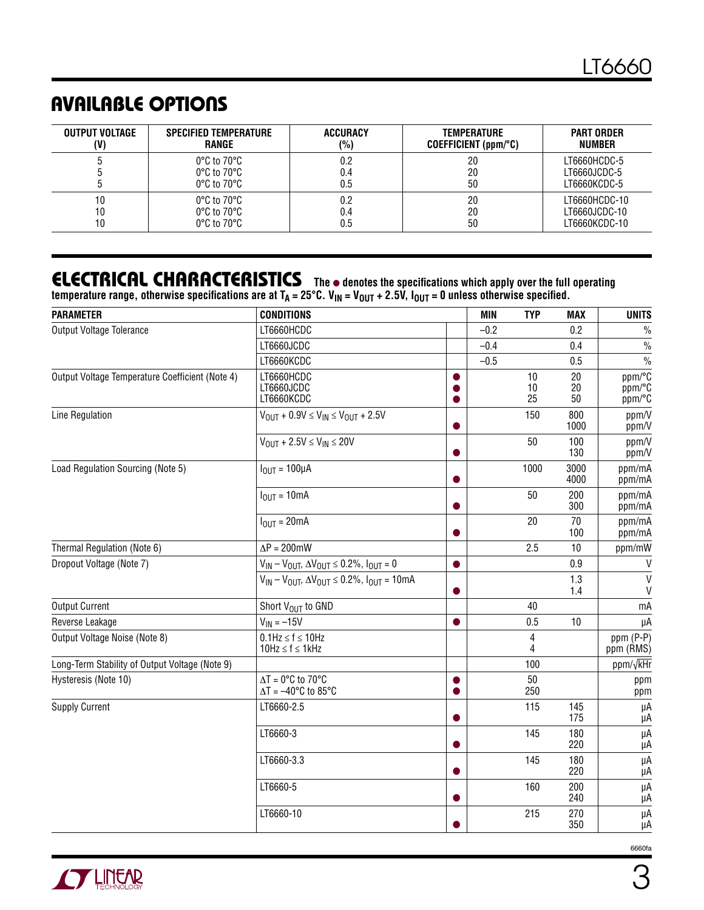## AVAILABLE OPTIONS

| OUTPUT VOLTAGE (V) | SPECIFIED TEMPERATURE RANGE | ACCURACY (%) | TEMPERATURE COEFFICIENT (ppm/°C) | PART ORDER NUMBER |
|---|---|---|---|---|
| 5 | 0°C to 70°C | 0.2 | 20 | LT6660HCDC-5 |
| 5 | 0°C to 70°C | 0.4 | 20 | LT6660JCDC-5 |
| 5 | 0°C to 70°C | 0.5 | 50 | LT6660KCDC-5 |
| 10 | 0°C to 70°C | 0.2 | 20 | LT6660HCDC-10 |
| 10 | 0°C to 70°C | 0.4 | 20 | LT6660JCDC-10 |
| 10 | 0°C to 70°C | 0.5 | 50 | LT6660KCDC-10 |

## ELECTRICAL CHARACTERISTICS

**The ● denotes the specifications which apply over the full operating temperature range, otherwise specifications are at $T_A$ = 25°C. $V_{IN} = V_{OUT}$ + 2.5V, $I_{OUT}$ = 0 unless otherwise specified.**

| PARAMETER | CONDITIONS | | MIN | TYP | MAX | UNITS |
|---|---|---|---|---|---|---|
| Output Voltage Tolerance | LT6660HCDC | | –0.2 | | 0.2 | % |
| | LT6660JCDC | | –0.4 | | 0.4 | % |
| | LT6660KCDC | | –0.5 | | 0.5 | % |
| Output Voltage Temperature Coefficient (Note 4) | LT6660HCDC | ● | | 10 | 20 | ppm/°C |
| | LT6660JCDC | ● | | 10 | 20 | ppm/°C |
| | LT6660KCDC | ● | | 25 | 50 | ppm/°C |
| Line Regulation | $V_{OUT} + 0.9V \le V_{IN} \le V_{OUT} + 2.5V$ | | | 150 | 800 | ppm/V |
| | | ● | | | 1000 | ppm/V |
| | $V_{OUT} + 2.5V \le V_{IN} \le 20V$ | | | 50 | 100 | ppm/V |
| | | ● | | | 130 | ppm/V |
| Load Regulation Sourcing (Note 5) | $I_{OUT}$ = 100µA | | | 1000 | 3000 | ppm/mA |
| | | ● | | | 4000 | ppm/mA |
| | $I_{OUT}$ = 10mA | | | 50 | 200 | ppm/mA |
| | | ● | | | 300 | ppm/mA |
| | $I_{OUT}$ = 20mA | | | 20 | 70 | ppm/mA |
| | | ● | | | 100 | ppm/mA |
| Thermal Regulation (Note 6) | ΔP = 200mW | | | 2.5 | 10 | ppm/mW |
| Dropout Voltage (Note 7) | $V_{IN} - V_{OUT}$, $\Delta V_{OUT} \le 0.2\%$, $I_{OUT}$ = 0 | ● | | | 0.9 | V |
| | $V_{IN} - V_{OUT}$, $\Delta V_{OUT} \le 0.2\%$, $I_{OUT}$ = 10mA | | | | 1.3 | V |
| | | ● | | | 1.4 | V |
| Output Current | Short $V_{OUT}$ to GND | | | 40 | | mA |
| Reverse Leakage | $V_{IN}$ = –15V | ● | | 0.5 | 10 | µA |
| Output Voltage Noise (Note 8) | 0.1Hz ≤ f ≤ 10Hz | | | 4 | | ppm (P-P) |
| | 10Hz ≤ f ≤ 1kHz | | | 4 | | ppm (RMS) |
| Long-Term Stability of Output Voltage (Note 9) | | | | 100 | | ppm/√kHr |
| Hysteresis (Note 10) | ΔT = 0°C to 70°C | ● | | 50 | | ppm |
| | ΔT = –40°C to 85°C | ● | | 250 | | ppm |
| Supply Current | LT6660-2.5 | | | 115 | 145 | µA |
| | | ● | | | 175 | µA |
| | LT6660-3 | | | 145 | 180 | µA |
| | | ● | | | 220 | µA |
| | LT6660-3.3 | | | 145 | 180 | µA |
| | | ● | | | 220 | µA |
| | LT6660-5 | | | 160 | 200 | µA |
| | | ● | | | 240 | µA |
| | LT6660-10 | | | 215 | 270 | µA |
| | | ● | | | 350 | µA |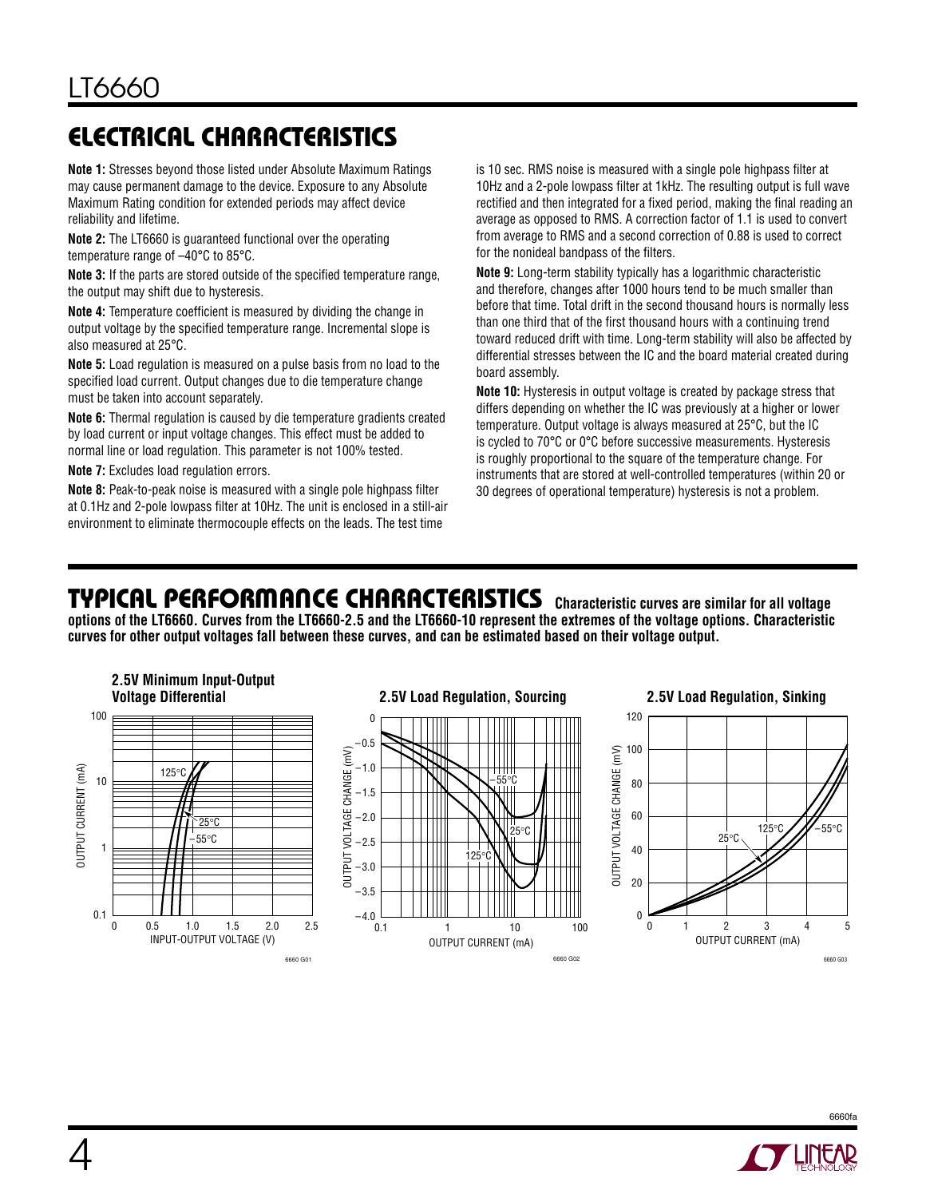## ELECTRICAL CHARACTERISTICS

**Note 1:** Stresses beyond those listed under Absolute Maximum Ratings may cause permanent damage to the device. Exposure to any Absolute Maximum Rating condition for extended periods may affect device reliability and lifetime.

**Note 2:** The LT6660 is guaranteed functional over the operating temperature range of –40°C to 85°C.

**Note 3:** If the parts are stored outside of the specified temperature range, the output may shift due to hysteresis.

**Note 4:** Temperature coefficient is measured by dividing the change in output voltage by the specified temperature range. Incremental slope is also measured at 25°C.

**Note 5:** Load regulation is measured on a pulse basis from no load to the specified load current. Output changes due to die temperature change must be taken into account separately.

**Note 6:** Thermal regulation is caused by die temperature gradients created by load current or input voltage changes. This effect must be added to normal line or load regulation. This parameter is not 100% tested.

**Note 7:** Excludes load regulation errors.

**Note 8:** Peak-to-peak noise is measured with a single pole highpass filter at 0.1Hz and 2-pole lowpass filter at 10Hz. The unit is enclosed in a still-air environment to eliminate thermocouple effects on the leads. The test time is 10 sec. RMS noise is measured with a single pole highpass filter at 10Hz and a 2-pole lowpass filter at 1kHz. The resulting output is full wave rectified and then integrated for a fixed period, making the final reading an average as opposed to RMS. A correction factor of 1.1 is used to convert from average to RMS and a second correction of 0.88 is used to correct for the nonideal bandpass of the filters.

**Note 9:** Long-term stability typically has a logarithmic characteristic and therefore, changes after 1000 hours tend to be much smaller than before that time. Total drift in the second thousand hours is normally less than one third that of the first thousand hours with a continuing trend toward reduced drift with time. Long-term stability will also be affected by differential stresses between the IC and the board material created during board assembly.

**Note 10:** Hysteresis in output voltage is created by package stress that differs depending on whether the IC was previously at a higher or lower temperature. Output voltage is always measured at 25°C, but the IC is cycled to 70°C or 0°C before successive measurements. Hysteresis is roughly proportional to the square of the temperature change. For instruments that are stored at well-controlled temperatures (within 20 or 30 degrees of operational temperature) hysteresis is not a problem.

## TYPICAL PERFORMANCE CHARACTERISTICS

**Characteristic curves are similar for all voltage options of the LT6660. Curves from the LT6660-2.5 and the LT6660-10 represent the extremes of the voltage options. Characteristic curves for other output voltages fall between these curves, and can be estimated based on their voltage output.**

**2.5V Minimum Input-Output Voltage Differential**

**2.5V Load Regulation, Sourcing**

**2.5V Load Regulation, Sinking**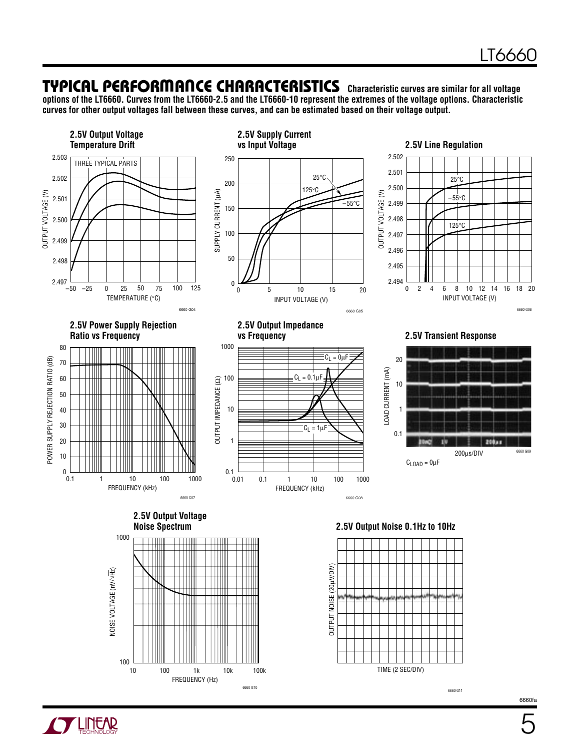## TYPICAL PERFORMANCE CHARACTERISTICS

**Characteristic curves are similar for all voltage options of the LT6660. Curves from the LT6660-2.5 and the LT6660-10 represent the extremes of the voltage options. Characteristic curves for other output voltages fall between these curves, and can be estimated based on their voltage output.**

**2.5V Output Voltage Temperature Drift**

6660 G04

**2.5V Supply Current vs Input Voltage**

6660 G05

**2.5V Line Regulation**

6660 G06

**2.5V Power Supply Rejection Ratio vs Frequency**

6660 G07

**2.5V Output Impedance vs Frequency**

6660 G08

**2.5V Transient Response**

$C_{LOAD} = 0\mu F$

6660 G09

**2.5V Output Voltage Noise Spectrum**

6660 G10

**2.5V Output Noise 0.1Hz to 10Hz**

6660 G11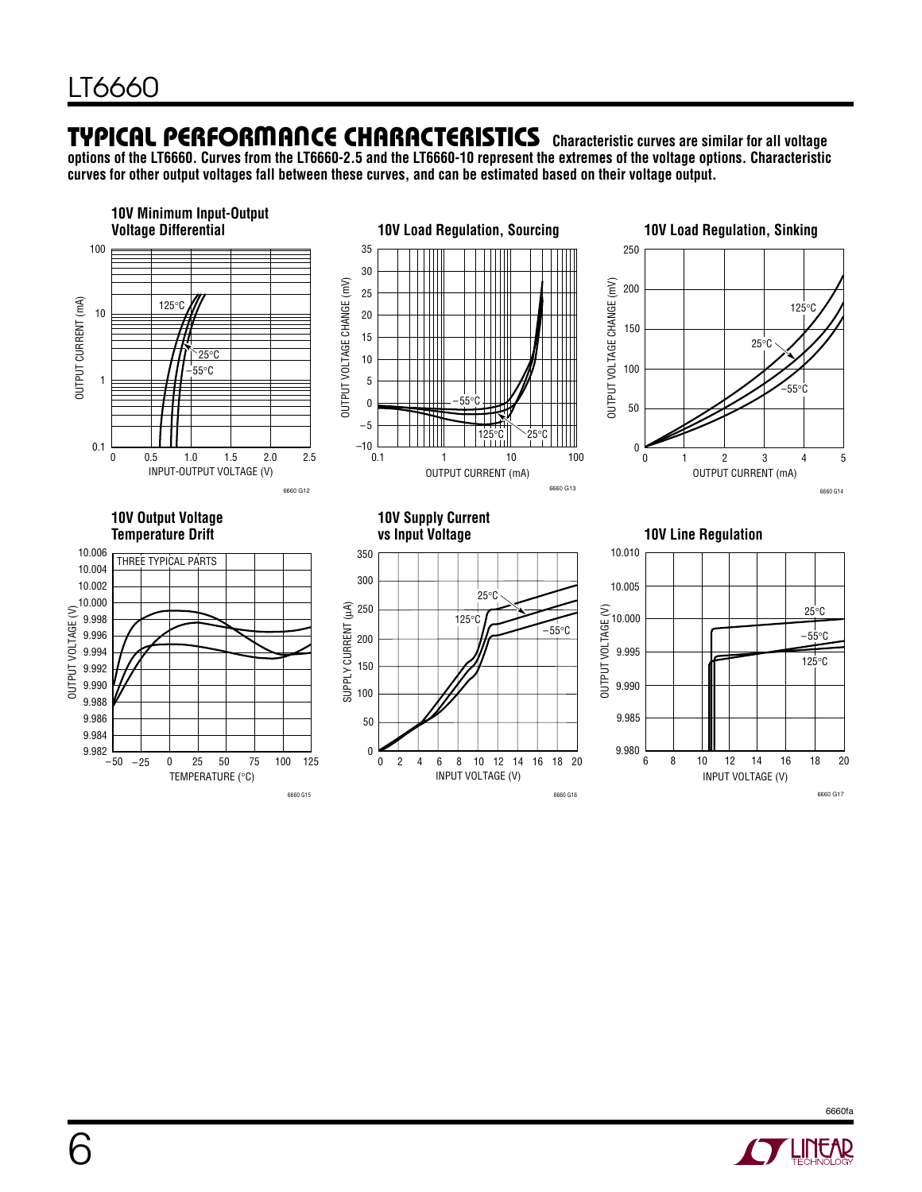## TYPICAL PERFORMANCE CHARACTERISTICS

**Characteristic curves are similar for all voltage options of the LT6660. Curves from the LT6660-2.5 and the LT6660-10 represent the extremes of the voltage options. Characteristic curves for other output voltages fall between these curves, and can be estimated based on their voltage output.**

**10V Minimum Input-Output Voltage Differential**

**10V Load Regulation, Sourcing**

**10V Load Regulation, Sinking**

**10V Output Voltage Temperature Drift**

**10V Supply Current vs Input Voltage**

**10V Line Regulation**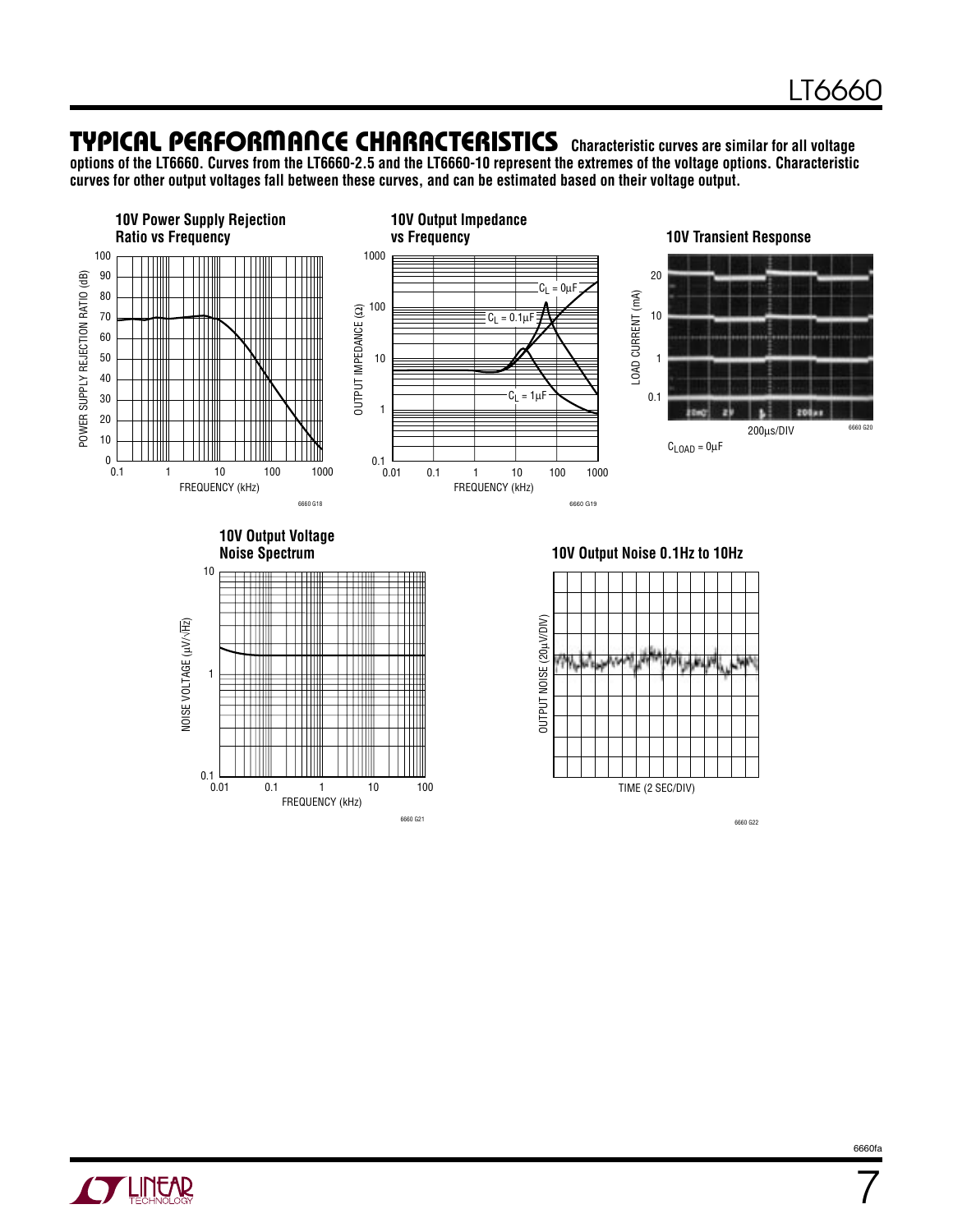## TYPICAL PERFORMANCE CHARACTERISTICS

**Characteristic curves are similar for all voltage options of the LT6660. Curves from the LT6660-2.5 and the LT6660-10 represent the extremes of the voltage options. Characteristic curves for other output voltages fall between these curves, and can be estimated based on their voltage output.**

**10V Power Supply Rejection Ratio vs Frequency**

**10V Output Impedance vs Frequency**

**10V Transient Response**

200µs/DIV

$C_{LOAD}$ = 0µF

**10V Output Voltage Noise Spectrum**

**10V Output Noise 0.1Hz to 10Hz**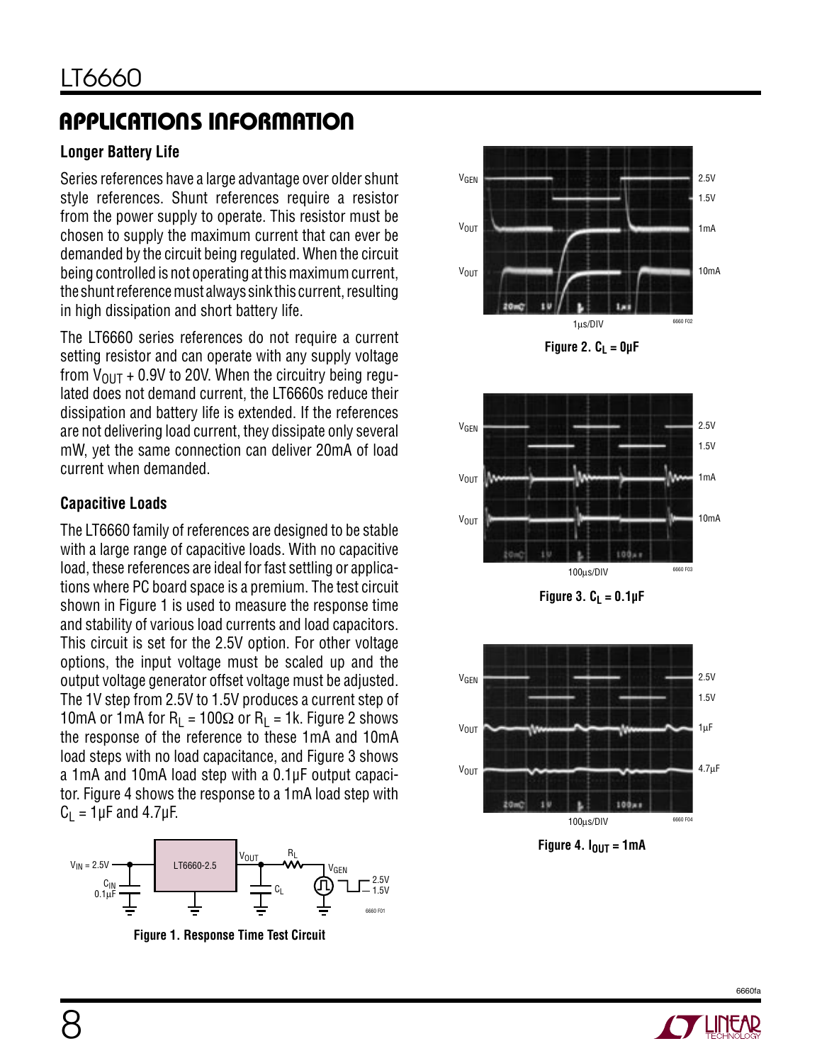## APPLICATIONS INFORMATION

### Longer Battery Life

Series references have a large advantage over older shunt style references. Shunt references require a resistor from the power supply to operate. This resistor must be chosen to supply the maximum current that can ever be demanded by the circuit being regulated. When the circuit being controlled is not operating at this maximum current, the shunt reference must always sink this current, resulting in high dissipation and short battery life.

The LT6660 series references do not require a current setting resistor and can operate with any supply voltage from $V_{OUT}$ + 0.9V to 20V. When the circuitry being regulated does not demand current, the LT6660s reduce their dissipation and battery life is extended. If the references are not delivering load current, they dissipate only several mW, yet the same connection can deliver 20mA of load current when demanded.

### Capacitive Loads

The LT6660 family of references are designed to be stable with a large range of capacitive loads. With no capacitive load, these references are ideal for fast settling or applications where PC board space is a premium. The test circuit shown in Figure 1 is used to measure the response time and stability of various load currents and load capacitors. This circuit is set for the 2.5V option. For other voltage options, the input voltage must be scaled up and the output voltage generator offset voltage must be adjusted. The 1V step from 2.5V to 1.5V produces a current step of 10mA or 1mA for $R_L$ = 100Ω or $R_L$ = 1k. Figure 2 shows the response of the reference to these 1mA and 10mA load steps with no load capacitance, and Figure 3 shows a 1mA and 10mA load step with a 0.1µF output capacitor. Figure 4 shows the response to a 1mA load step with $C_L$ = 1µF and 4.7µF.

**Figure 1. Response Time Test Circuit**

**Figure 2. $C_L$ = 0µF**

**Figure 3. $C_L$ = 0.1µF**

**Figure 4. $I_{OUT}$ = 1mA**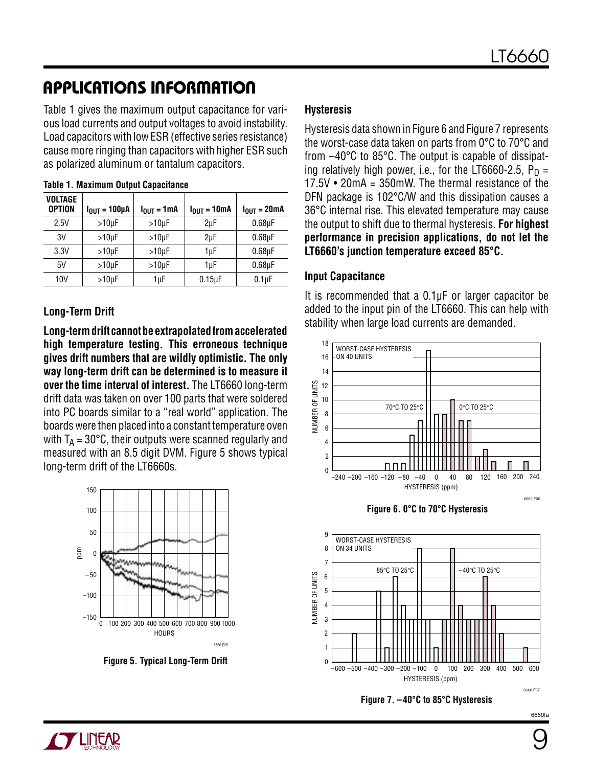## APPLICATIONS INFORMATION

Table 1 gives the maximum output capacitance for various load currents and output voltages to avoid instability. Load capacitors with low ESR (effective series resistance) cause more ringing than capacitors with higher ESR such as polarized aluminum or tantalum capacitors.

**Table 1. Maximum Output Capacitance**

| VOLTAGE OPTION | $I_{OUT}$ = 100µA | $I_{OUT}$ = 1mA | $I_{OUT}$ = 10mA | $I_{OUT}$ = 20mA |
|---|---|---|---|---|
| 2.5V | >10µF | >10µF | 2µF | 0.68µF |
| 3V | >10µF | >10µF | 2µF | 0.68µF |
| 3.3V | >10µF | >10µF | 1µF | 0.68µF |
| 5V | >10µF | >10µF | 1µF | 0.68µF |
| 10V | >10µF | 1µF | 0.15µF | 0.1µF |

### Long-Term Drift

**Long-term drift cannot be extrapolated from accelerated high temperature testing. This erroneous technique gives drift numbers that are wildly optimistic. The only way long-term drift can be determined is to measure it over the time interval of interest.** The LT6660 long-term drift data was taken on over 100 parts that were soldered into PC boards similar to a "real world" application. The boards were then placed into a constant temperature oven with $T_A$ = 30°C, their outputs were scanned regularly and measured with an 8.5 digit DVM. Figure 5 shows typical long-term drift of the LT6660s.

**Figure 5. Typical Long-Term Drift**

### Hysteresis

Hysteresis data shown in Figure 6 and Figure 7 represents the worst-case data taken on parts from 0°C to 70°C and from –40°C to 85°C. The output is capable of dissipating relatively high power, i.e., for the LT6660-2.5, $P_D$ = 17.5V • 20mA = 350mW. The thermal resistance of the DFN package is 102°C/W and this dissipation causes a 36°C internal rise. This elevated temperature may cause the output to shift due to thermal hysteresis. **For highest performance in precision applications, do not let the LT6660's junction temperature exceed 85°C.**

### Input Capacitance

It is recommended that a 0.1µF or larger capacitor be added to the input pin of the LT6660. This can help with stability when large load currents are demanded.

**Figure 6. 0°C to 70°C Hysteresis**

**Figure 7. –40°C to 85°C Hysteresis**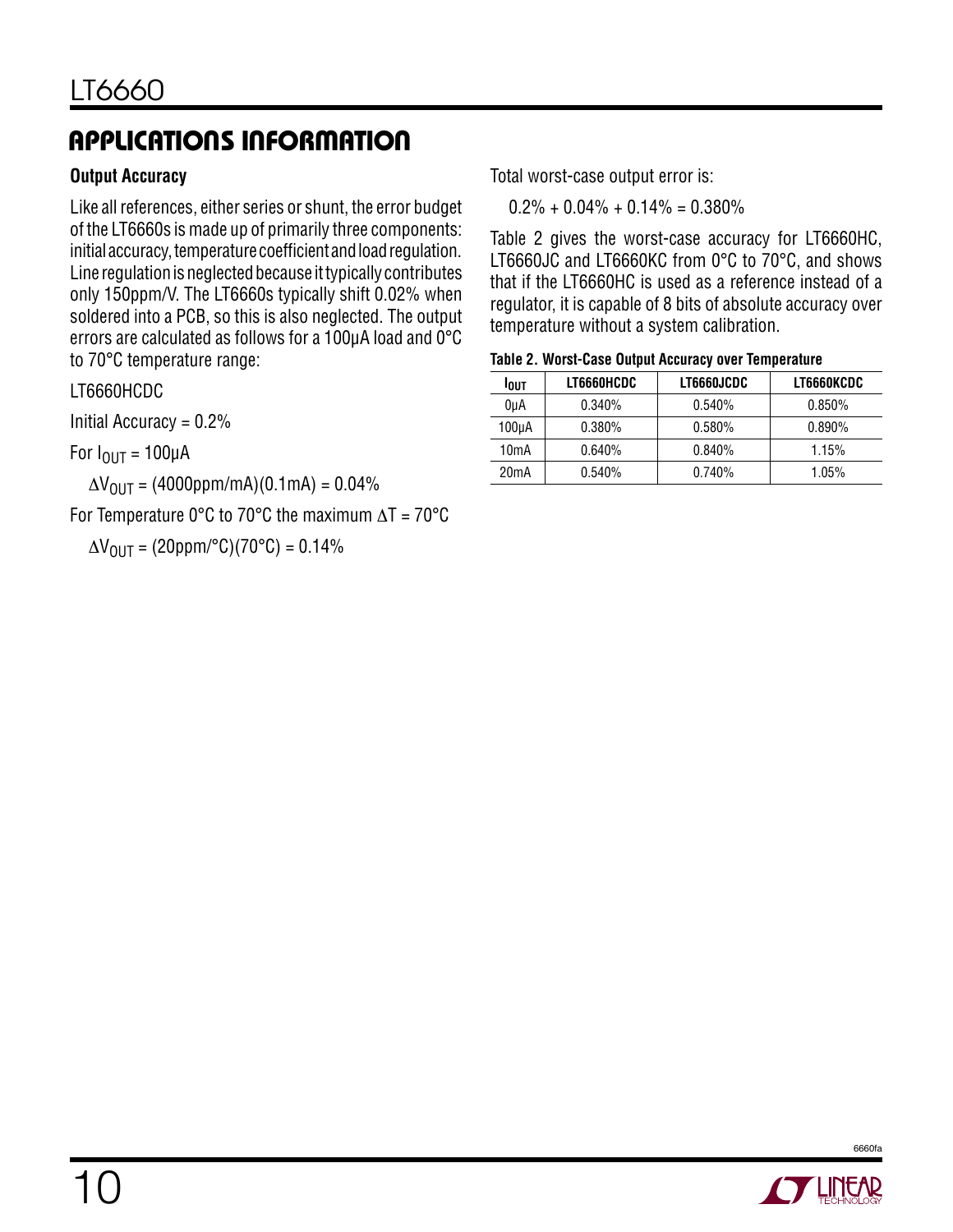## APPLICATIONS INFORMATION

### Output Accuracy

Like all references, either series or shunt, the error budget of the LT6660s is made up of primarily three components: initial accuracy, temperature coefficient and load regulation. Line regulation is neglected because it typically contributes only 150ppm/V. The LT6660s typically shift 0.02% when soldered into a PCB, so this is also neglected. The output errors are calculated as follows for a 100μA load and 0°C to 70°C temperature range:

LT6660HCDC

Initial Accuracy = 0.2%

For $I_{OUT}$ = 100μA

$\Delta V_{OUT}$ = (4000ppm/mA)(0.1mA) = 0.04%

For Temperature 0°C to 70°C the maximum $\Delta T$ = 70°C

$\Delta V_{OUT}$ = (20ppm/°C)(70°C) = 0.14%

Total worst-case output error is:

0.2% + 0.04% + 0.14% = 0.380%

Table 2 gives the worst-case accuracy for LT6660HC, LT6660JC and LT6660KC from 0°C to 70°C, and shows that if the LT6660HC is used as a reference instead of a regulator, it is capable of 8 bits of absolute accuracy over temperature without a system calibration.

**Table 2. Worst-Case Output Accuracy over Temperature**

| $I_{OUT}$ | LT6660HCDC | LT6660JCDC | LT6660KCDC |
|---|---|---|---|
| 0μA | 0.340% | 0.540% | 0.850% |
| 100μA | 0.380% | 0.580% | 0.890% |
| 10mA | 0.640% | 0.840% | 1.15% |
| 20mA | 0.540% | 0.740% | 1.05% |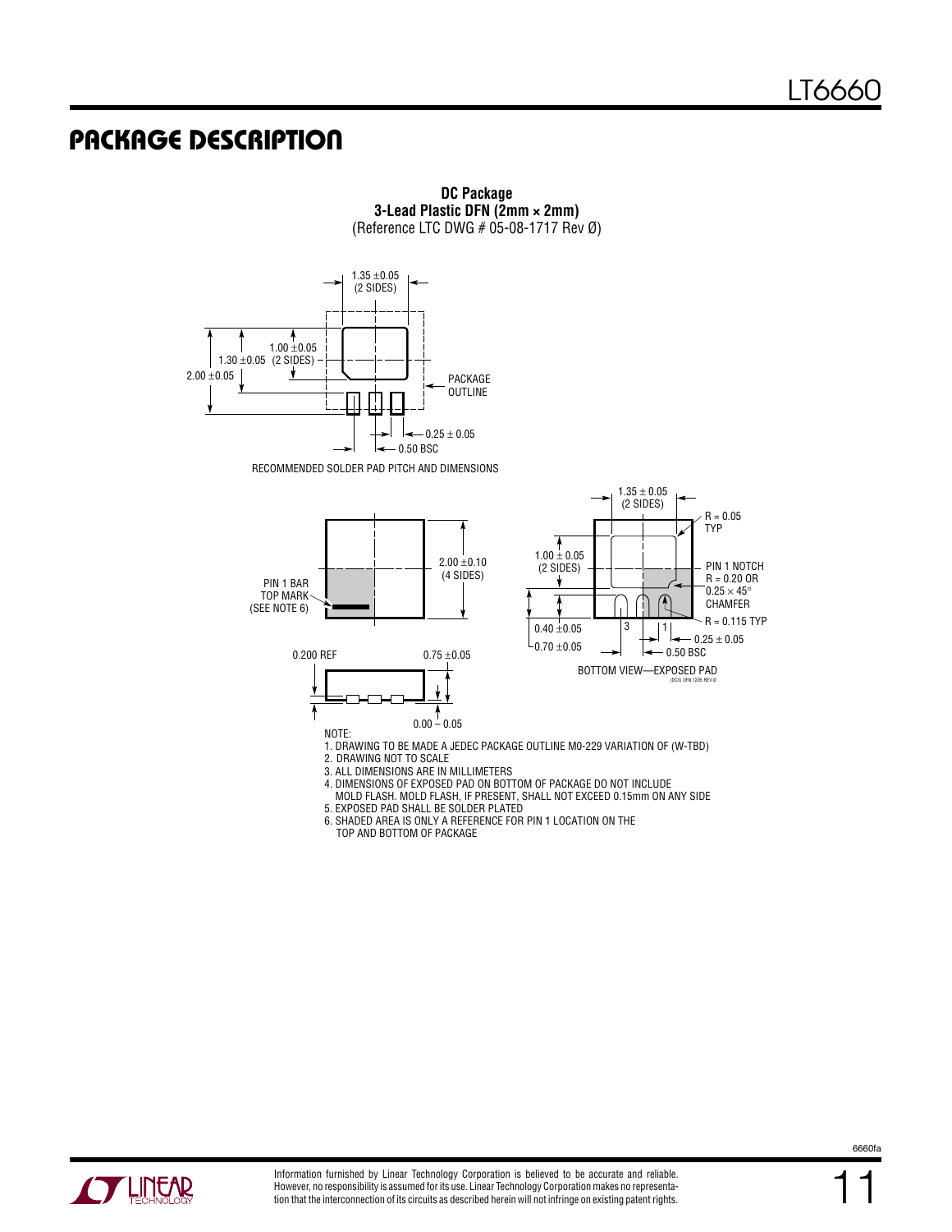## PACKAGE DESCRIPTION

**DC Package**
**3-Lead Plastic DFN (2mm × 2mm)**
(Reference LTC DWG # 05-08-1717 Rev Ø)

1.35 ±0.05 (2 SIDES)

1.00 ±0.05 (2 SIDES)

1.30 ±0.05

2.00 ±0.05

PACKAGE OUTLINE

0.25 ± 0.05

0.50 BSC

RECOMMENDED SOLDER PAD PITCH AND DIMENSIONS

PIN 1 BAR TOP MARK (SEE NOTE 6)

2.00 ±0.10 (4 SIDES)

0.200 REF

0.75 ±0.05

0.00 – 0.05

1.35 ± 0.05 (2 SIDES)

R = 0.05 TYP

1.00 ± 0.05 (2 SIDES)

PIN 1 NOTCH R = 0.20 OR 0.25 × 45° CHAMFER

R = 0.115 TYP

0.40 ±0.05

0.70 ±0.05

0.25 ± 0.05

0.50 BSC

BOTTOM VIEW—EXPOSED PAD

(DC3) DFN 1205 REV Ø

NOTE:
1. DRAWING TO BE MADE A JEDEC PACKAGE OUTLINE M0-229 VARIATION OF (W-TBD)
2. DRAWING NOT TO SCALE
3. ALL DIMENSIONS ARE IN MILLIMETERS
4. DIMENSIONS OF EXPOSED PAD ON BOTTOM OF PACKAGE DO NOT INCLUDE MOLD FLASH. MOLD FLASH, IF PRESENT, SHALL NOT EXCEED 0.15mm ON ANY SIDE
5. EXPOSED PAD SHALL BE SOLDER PLATED
6. SHADED AREA IS ONLY A REFERENCE FOR PIN 1 LOCATION ON THE TOP AND BOTTOM OF PACKAGE

Information furnished by Linear Technology Corporation is believed to be accurate and reliable. However, no responsibility is assumed for its use. Linear Technology Corporation makes no representation that the interconnection of its circuits as described herein will not infringe on existing patent rights.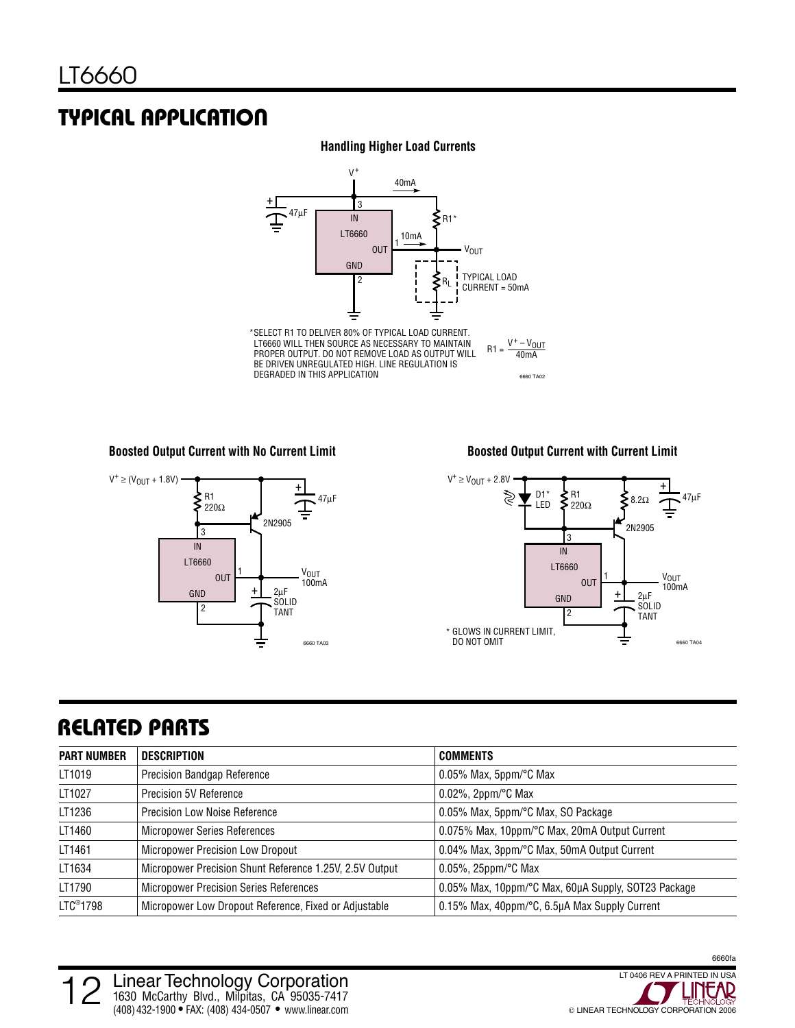## TYPICAL APPLICATION

**Handling Higher Load Currents**

$V^+$

40mA

47µF

3

IN

LT6660

OUT

1

10mA

R1*

$V_{OUT}$

GND

2

$R_L$

TYPICAL LOAD CURRENT = 50mA

*SELECT R1 TO DELIVER 80% OF TYPICAL LOAD CURRENT. LT6660 WILL THEN SOURCE AS NECESSARY TO MAINTAIN PROPER OUTPUT. DO NOT REMOVE LOAD AS OUTPUT WILL BE DRIVEN UNREGULATED HIGH. LINE REGULATION IS DEGRADED IN THIS APPLICATION

$$R1 = \frac{V^+ - V_{OUT}}{40mA}$$

6660 TA02

**Boosted Output Current with No Current Limit**

$V^+ \geq (V_{OUT} + 1.8V)$

R1 220Ω

47µF

2N2905

3

IN

LT6660

OUT

1

GND

2

$V_{OUT}$ 100mA

2µF SOLID TANT

6660 TA03

**Boosted Output Current with Current Limit**

$V^+ \geq V_{OUT} + 2.8V$

D1* LED

R1 220Ω

8.2Ω

47µF

2N2905

3

IN

LT6660

OUT

1

GND

2

$V_{OUT}$ 100mA

2µF SOLID TANT

* GLOWS IN CURRENT LIMIT, DO NOT OMIT

6660 TA04

## RELATED PARTS

| PART NUMBER | DESCRIPTION | COMMENTS |
|---|---|---|
| LT1019 | Precision Bandgap Reference | 0.05% Max, 5ppm/°C Max |
| LT1027 | Precision 5V Reference | 0.02%, 2ppm/°C Max |
| LT1236 | Precision Low Noise Reference | 0.05% Max, 5ppm/°C Max, SO Package |
| LT1460 | Micropower Series References | 0.075% Max, 10ppm/°C Max, 20mA Output Current |
| LT1461 | Micropower Precision Low Dropout | 0.04% Max, 3ppm/°C Max, 50mA Output Current |
| LT1634 | Micropower Precision Shunt Reference 1.25V, 2.5V Output | 0.05%, 25ppm/°C Max |
| LT1790 | Micropower Precision Series References | 0.05% Max, 10ppm/°C Max, 60µA Supply, SOT23 Package |
| LTC®1798 | Micropower Low Dropout Reference, Fixed or Adjustable | 0.15% Max, 40ppm/°C, 6.5µA Max Supply Current |

Linear Technology Corporation
1630 McCarthy Blvd., Milpitas, CA 95035-7417
(408) 432-1900 • FAX: (408) 434-0507 • www.linear.com

LT 0406 REV A PRINTED IN USA
© LINEAR TECHNOLOGY CORPORATION 2006